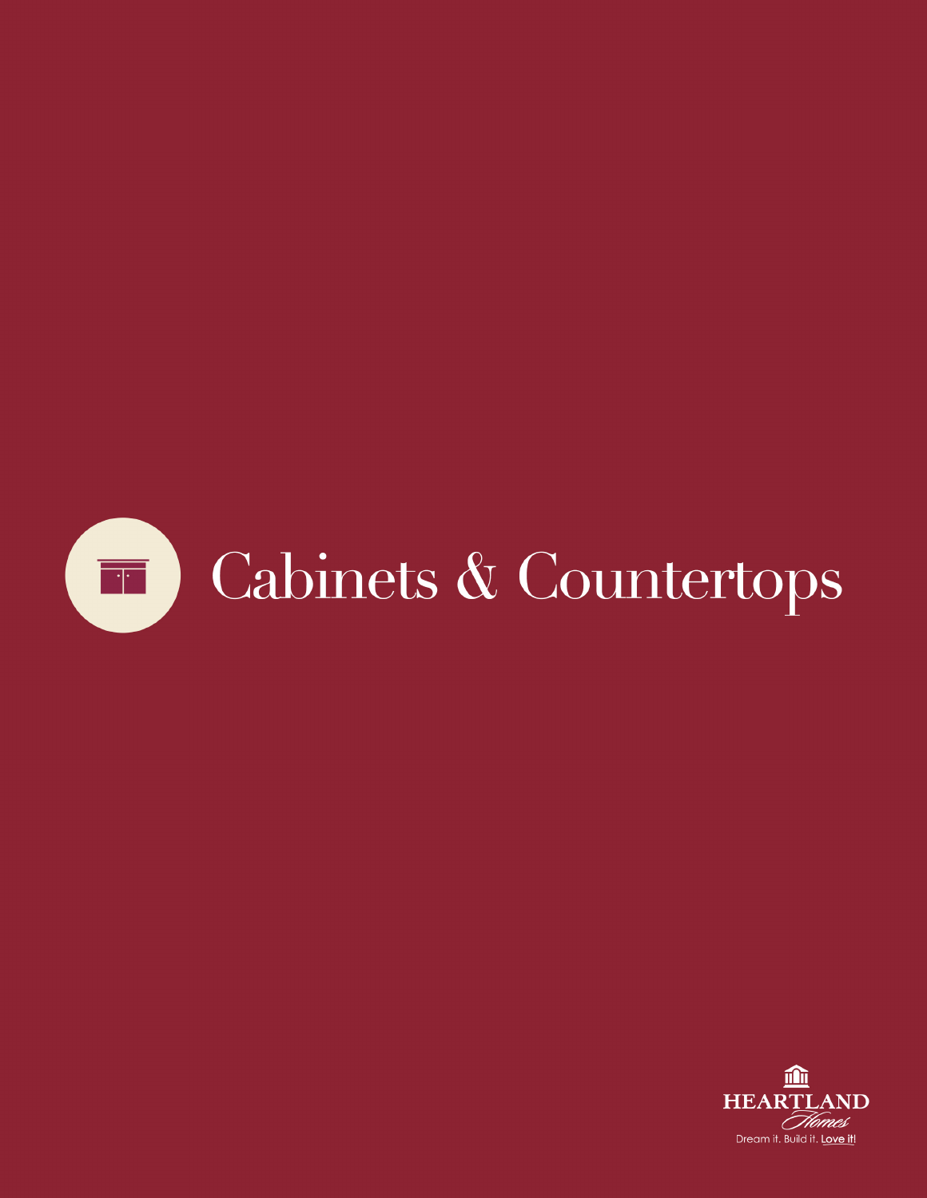# Cabinets & Countertops

HEARTLAND
Homes
Dream it. Build it. Love it!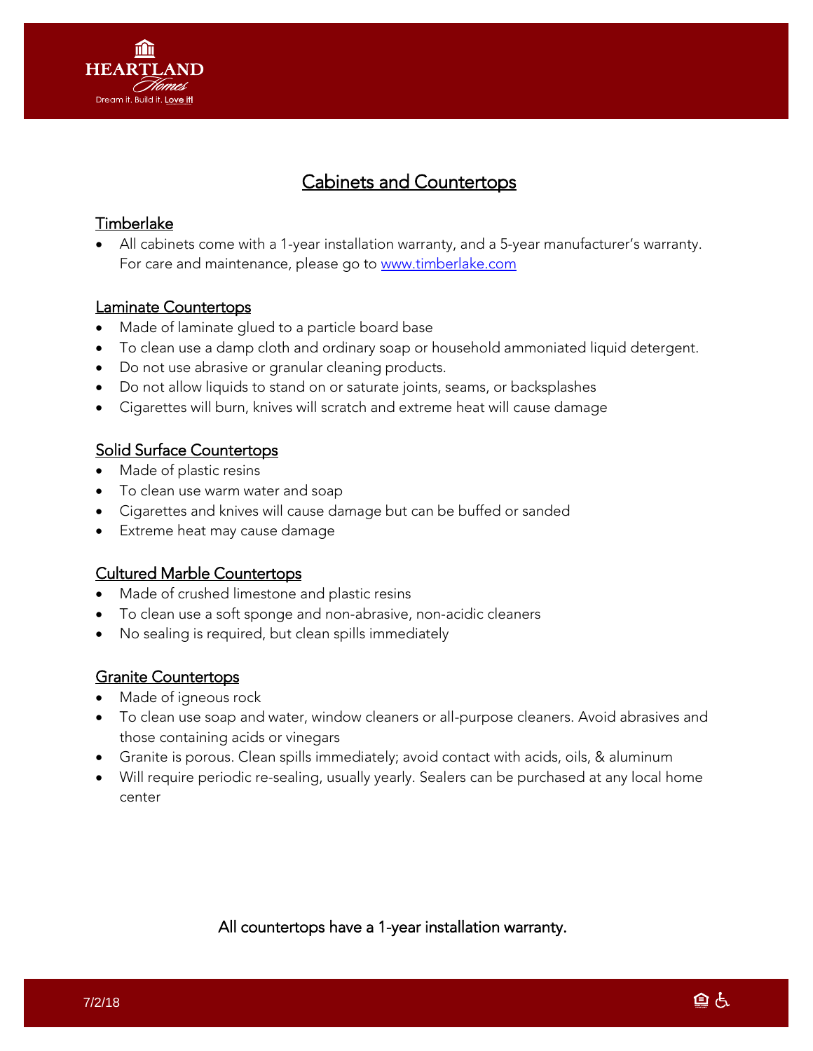# Cabinets and Countertops

## Timberlake

- All cabinets come with a 1-year installation warranty, and a 5-year manufacturer's warranty. For care and maintenance, please go to [www.timberlake.com](http://www.timberlake.com)

## Laminate Countertops

- Made of laminate glued to a particle board base
- To clean use a damp cloth and ordinary soap or household ammoniated liquid detergent.
- Do not use abrasive or granular cleaning products.
- Do not allow liquids to stand on or saturate joints, seams, or backsplashes
- Cigarettes will burn, knives will scratch and extreme heat will cause damage

## Solid Surface Countertops

- Made of plastic resins
- To clean use warm water and soap
- Cigarettes and knives will cause damage but can be buffed or sanded
- Extreme heat may cause damage

## Cultured Marble Countertops

- Made of crushed limestone and plastic resins
- To clean use a soft sponge and non-abrasive, non-acidic cleaners
- No sealing is required, but clean spills immediately

## Granite Countertops

- Made of igneous rock
- To clean use soap and water, window cleaners or all-purpose cleaners. Avoid abrasives and those containing acids or vinegars
- Granite is porous. Clean spills immediately; avoid contact with acids, oils, & aluminum
- Will require periodic re-sealing, usually yearly. Sealers can be purchased at any local home center

All countertops have a 1-year installation warranty.

7/2/18